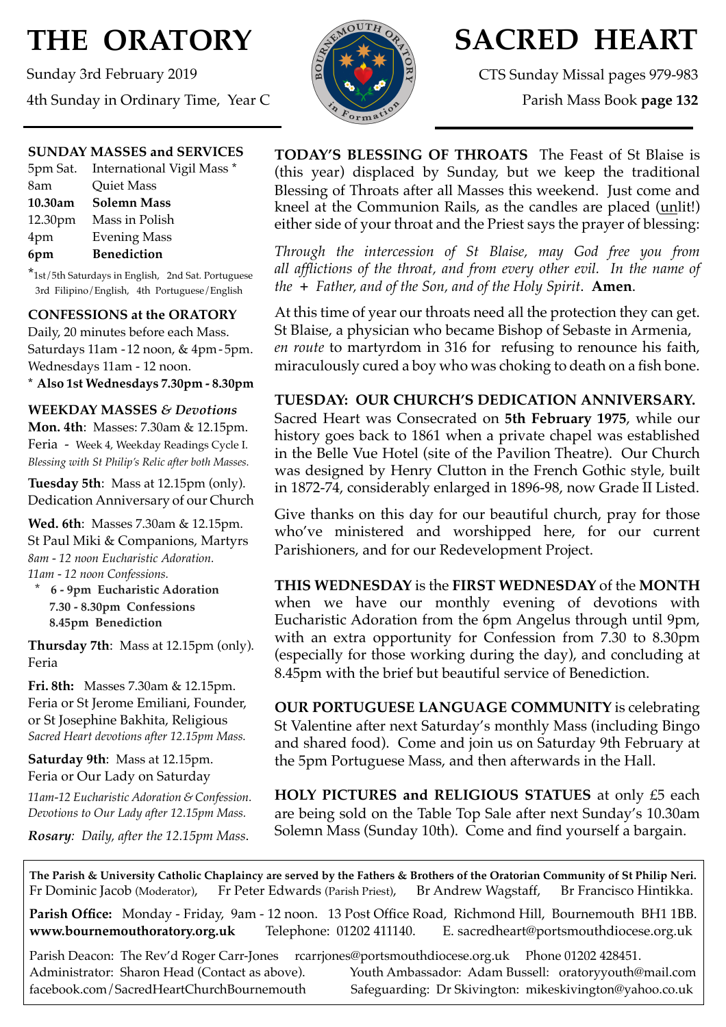# THE ORATORY

Sunday 3rd February 2019

4th Sunday in Ordinary Time, Year C

# SACRED HEART

CTS Sunday Missal pages 979-983

Parish Mass Book **page 132**

## SUNDAY MASSES and SERVICES

| | |
|---|---|
| 5pm Sat. | International Vigil Mass * |
| 8am | Quiet Mass |
| **10.30am** | **Solemn Mass** |
| 12.30pm | Mass in Polish |
| 4pm | Evening Mass |
| **6pm** | **Benediction** |

*1st/5th Saturdays in English, 2nd Sat. Portuguese 3rd Filipino/English, 4th Portuguese/English

## CONFESSIONS at the ORATORY

Daily, 20 minutes before each Mass.
Saturdays 11am - 12 noon, & 4pm - 5pm.
Wednesdays 11am - 12 noon.
* **Also 1st Wednesdays 7.30pm - 8.30pm**

## WEEKDAY MASSES *& Devotions*

**Mon. 4th**: Masses: 7.30am & 12.15pm.
Feria - Week 4, Weekday Readings Cycle I.
*Blessing with St Philip's Relic after both Masses.*

**Tuesday 5th**: Mass at 12.15pm (only).
Dedication Anniversary of our Church

**Wed. 6th**: Masses 7.30am & 12.15pm.
St Paul Miki & Companions, Martyrs
*8am - 12 noon Eucharistic Adoration.*
*11am - 12 noon Confessions.*
* **6 - 9pm Eucharistic Adoration**
**7.30 - 8.30pm Confessions**
**8.45pm Benediction**

**Thursday 7th**: Mass at 12.15pm (only).
Feria

**Fri. 8th:** Masses 7.30am & 12.15pm.
Feria or St Jerome Emiliani, Founder, or St Josephine Bakhita, Religious
*Sacred Heart devotions after 12.15pm Mass.*

**Saturday 9th**: Mass at 12.15pm.
Feria or Our Lady on Saturday
*11am-12 Eucharistic Adoration & Confession.*
*Devotions to Our Lady after 12.15pm Mass.*

***Rosary**: Daily, after the 12.15pm Mass.*

**TODAY'S BLESSING OF THROATS** The Feast of St Blaise is (this year) displaced by Sunday, but we keep the traditional Blessing of Throats after all Masses this weekend. Just come and kneel at the Communion Rails, as the candles are placed (unlit!) either side of your throat and the Priest says the prayer of blessing:

*Through the intercession of St Blaise, may God free you from all afflictions of the throat, and from every other evil. In the name of the + Father, and of the Son, and of the Holy Spirit*. **Amen**.

At this time of year our throats need all the protection they can get. St Blaise, a physician who became Bishop of Sebaste in Armenia, *en route* to martyrdom in 316 for refusing to renounce his faith, miraculously cured a boy who was choking to death on a fish bone.

**TUESDAY: OUR CHURCH'S DEDICATION ANNIVERSARY.** Sacred Heart was Consecrated on **5th February 1975**, while our history goes back to 1861 when a private chapel was established in the Belle Vue Hotel (site of the Pavilion Theatre). Our Church was designed by Henry Clutton in the French Gothic style, built in 1872-74, considerably enlarged in 1896-98, now Grade II Listed.

Give thanks on this day for our beautiful church, pray for those who've ministered and worshipped here, for our current Parishioners, and for our Redevelopment Project.

**THIS WEDNESDAY** is the **FIRST WEDNESDAY** of the **MONTH** when we have our monthly evening of devotions with Eucharistic Adoration from the 6pm Angelus through until 9pm, with an extra opportunity for Confession from 7.30 to 8.30pm (especially for those working during the day), and concluding at 8.45pm with the brief but beautiful service of Benediction.

**OUR PORTUGUESE LANGUAGE COMMUNITY** is celebrating St Valentine after next Saturday's monthly Mass (including Bingo and shared food). Come and join us on Saturday 9th February at the 5pm Portuguese Mass, and then afterwards in the Hall.

**HOLY PICTURES and RELIGIOUS STATUES** at only £5 each are being sold on the Table Top Sale after next Sunday's 10.30am Solemn Mass (Sunday 10th). Come and find yourself a bargain.

---

**The Parish & University Catholic Chaplaincy are served by the Fathers & Brothers of the Oratorian Community of St Philip Neri.**
Fr Dominic Jacob (Moderator), Fr Peter Edwards (Parish Priest), Br Andrew Wagstaff, Br Francisco Hintikka.

**Parish Office:** Monday - Friday, 9am - 12 noon. 13 Post Office Road, Richmond Hill, Bournemouth BH1 1BB.
**www.bournemouthoratory.org.uk** Telephone: 01202 411140. E. sacredheart@portsmouthdiocese.org.uk

Parish Deacon: The Rev'd Roger Carr-Jones rcarrjones@portsmouthdiocese.org.uk Phone 01202 428451.
Administrator: Sharon Head (Contact as above). Youth Ambassador: Adam Bussell: oratoryyouth@mail.com
facebook.com/SacredHeartChurchBournemouth Safeguarding: Dr Skivington: mikeskivington@yahoo.co.uk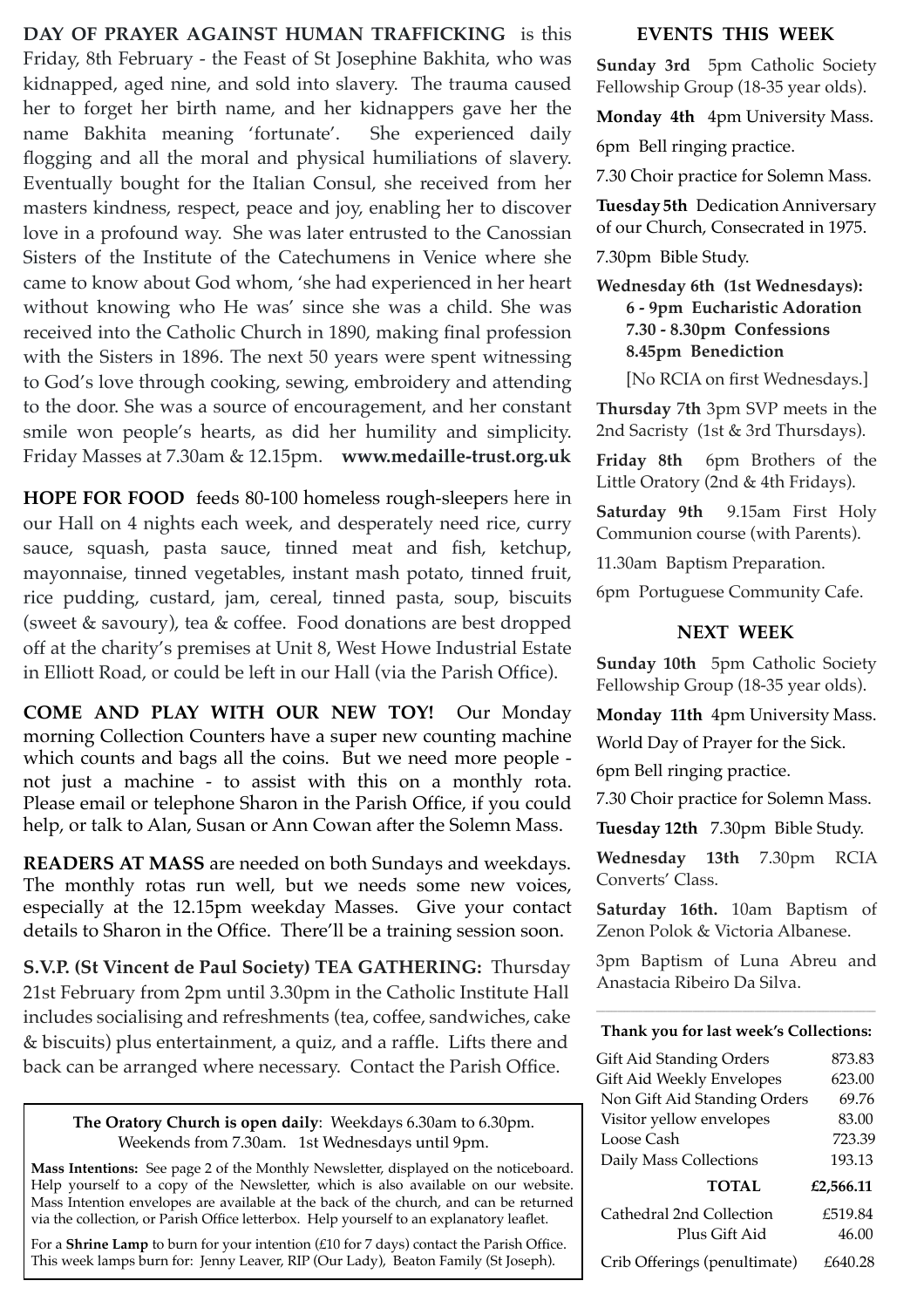**DAY OF PRAYER AGAINST HUMAN TRAFFICKING** is this Friday, 8th February - the Feast of St Josephine Bakhita, who was kidnapped, aged nine, and sold into slavery. The trauma caused her to forget her birth name, and her kidnappers gave her the name Bakhita meaning 'fortunate'. She experienced daily flogging and all the moral and physical humiliations of slavery. Eventually bought for the Italian Consul, she received from her masters kindness, respect, peace and joy, enabling her to discover love in a profound way. She was later entrusted to the Canossian Sisters of the Institute of the Catechumens in Venice where she came to know about God whom, 'she had experienced in her heart without knowing who He was' since she was a child. She was received into the Catholic Church in 1890, making final profession with the Sisters in 1896. The next 50 years were spent witnessing to God's love through cooking, sewing, embroidery and attending to the door. She was a source of encouragement, and her constant smile won people's hearts, as did her humility and simplicity. Friday Masses at 7.30am & 12.15pm. **www.medaille-trust.org.uk**

**HOPE FOR FOOD** feeds 80-100 homeless rough-sleepers here in our Hall on 4 nights each week, and desperately need rice, curry sauce, squash, pasta sauce, tinned meat and fish, ketchup, mayonnaise, tinned vegetables, instant mash potato, tinned fruit, rice pudding, custard, jam, cereal, tinned pasta, soup, biscuits (sweet & savoury), tea & coffee. Food donations are best dropped off at the charity's premises at Unit 8, West Howe Industrial Estate in Elliott Road, or could be left in our Hall (via the Parish Office).

**COME AND PLAY WITH OUR NEW TOY!** Our Monday morning Collection Counters have a super new counting machine which counts and bags all the coins. But we need more people - not just a machine - to assist with this on a monthly rota. Please email or telephone Sharon in the Parish Office, if you could help, or talk to Alan, Susan or Ann Cowan after the Solemn Mass.

**READERS AT MASS** are needed on both Sundays and weekdays. The monthly rotas run well, but we needs some new voices, especially at the 12.15pm weekday Masses. Give your contact details to Sharon in the Office. There'll be a training session soon.

**S.V.P. (St Vincent de Paul Society) TEA GATHERING:** Thursday 21st February from 2pm until 3.30pm in the Catholic Institute Hall includes socialising and refreshments (tea, coffee, sandwiches, cake & biscuits) plus entertainment, a quiz, and a raffle. Lifts there and back can be arranged where necessary. Contact the Parish Office.

**The Oratory Church is open daily**: Weekdays 6.30am to 6.30pm. Weekends from 7.30am. 1st Wednesdays until 9pm.

**Mass Intentions:** See page 2 of the Monthly Newsletter, displayed on the noticeboard. Help yourself to a copy of the Newsletter, which is also available on our website. Mass Intention envelopes are available at the back of the church, and can be returned via the collection, or Parish Office letterbox. Help yourself to an explanatory leaflet.

For a **Shrine Lamp** to burn for your intention (£10 for 7 days) contact the Parish Office. This week lamps burn for: Jenny Leaver, RIP (Our Lady), Beaton Family (St Joseph).

## EVENTS THIS WEEK

**Sunday 3rd** 5pm Catholic Society Fellowship Group (18-35 year olds).

**Monday 4th** 4pm University Mass.

6pm Bell ringing practice.

7.30 Choir practice for Solemn Mass.

**Tuesday 5th** Dedication Anniversary of our Church, Consecrated in 1975.

7.30pm Bible Study.

**Wednesday 6th (1st Wednesdays):**
**6 - 9pm Eucharistic Adoration**
**7.30 - 8.30pm Confessions**
**8.45pm Benediction**

[No RCIA on first Wednesdays.]

**Thursday 7th** 3pm SVP meets in the 2nd Sacristy (1st & 3rd Thursdays).

**Friday 8th** 6pm Brothers of the Little Oratory (2nd & 4th Fridays).

**Saturday 9th** 9.15am First Holy Communion course (with Parents).

11.30am Baptism Preparation.

6pm Portuguese Community Cafe.

## NEXT WEEK

**Sunday 10th** 5pm Catholic Society Fellowship Group (18-35 year olds).

**Monday 11th** 4pm University Mass.

World Day of Prayer for the Sick.

6pm Bell ringing practice.

7.30 Choir practice for Solemn Mass.

**Tuesday 12th** 7.30pm Bible Study.

**Wednesday 13th** 7.30pm RCIA Converts' Class.

**Saturday 16th.** 10am Baptism of Zenon Polok & Victoria Albanese.

3pm Baptism of Luna Abreu and Anastacia Ribeiro Da Silva.

**Thank you for last week's Collections:**

| | |
|---|---|
| Gift Aid Standing Orders | 873.83 |
| Gift Aid Weekly Envelopes | 623.00 |
| Non Gift Aid Standing Orders | 69.76 |
| Visitor yellow envelopes | 83.00 |
| Loose Cash | 723.39 |
| Daily Mass Collections | 193.13 |
| **TOTAL** | **£2,566.11** |
| Cathedral 2nd Collection | £519.84 |
| Plus Gift Aid | 46.00 |
| Crib Offerings (penultimate) | £640.28 |